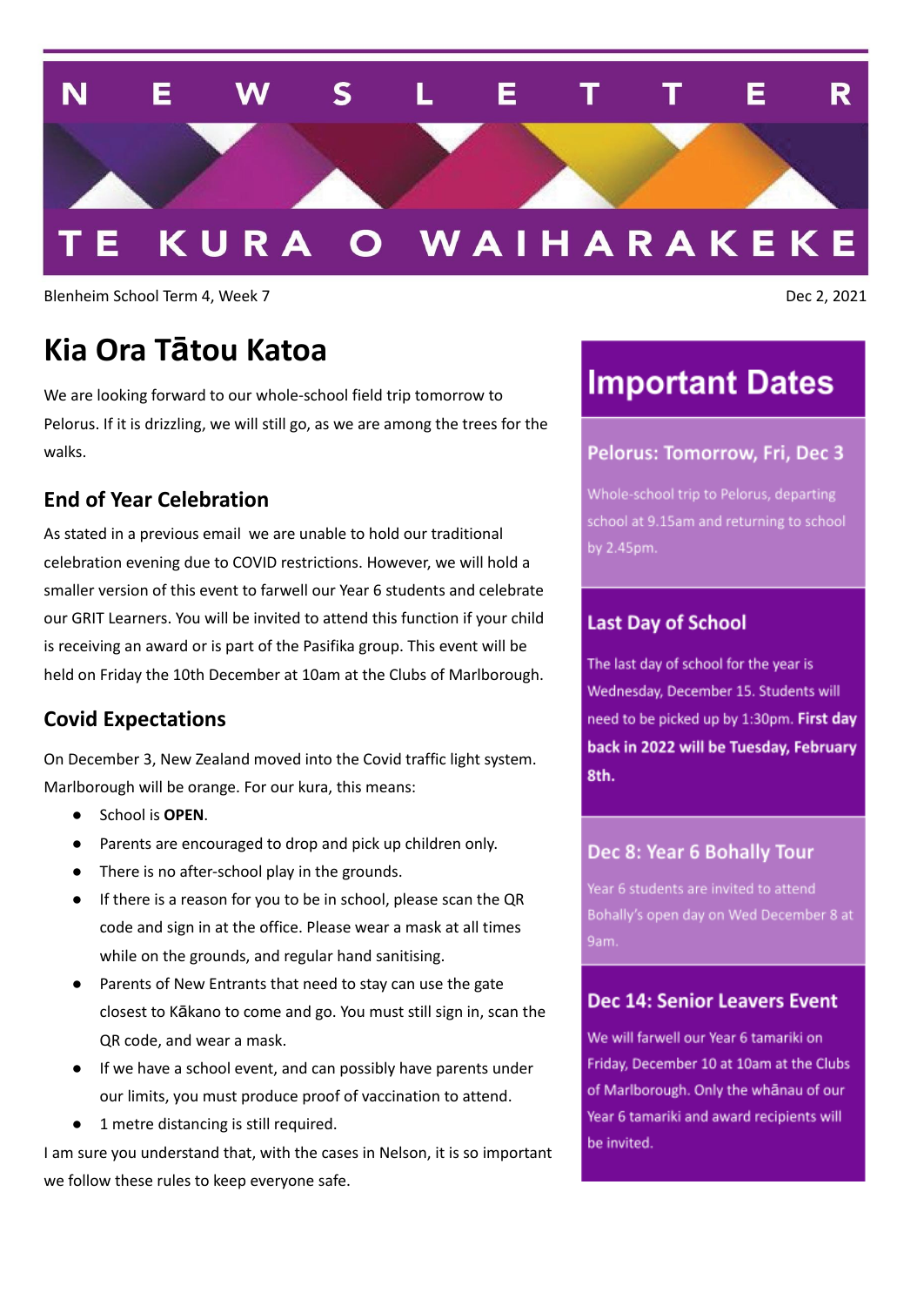# NEWSLETTER

# TE KURA O WAIHARAKEKE

Blenheim School Term 4, Week 7

Dec 2, 2021

## Kia Ora Tātou Katoa

We are looking forward to our whole-school field trip tomorrow to Pelorus. If it is drizzling, we will still go, as we are among the trees for the walks.

### End of Year Celebration

As stated in a previous email  we are unable to hold our traditional celebration evening due to COVID restrictions. However, we will hold a smaller version of this event to farwell our Year 6 students and celebrate our GRIT Learners. You will be invited to attend this function if your child is receiving an award or is part of the Pasifika group. This event will be held on Friday the 10th December at 10am at the Clubs of Marlborough.

### Covid Expectations

On December 3, New Zealand moved into the Covid traffic light system. Marlborough will be orange. For our kura, this means:

- School is **OPEN**.
- Parents are encouraged to drop and pick up children only.
- There is no after-school play in the grounds.
- If there is a reason for you to be in school, please scan the QR code and sign in at the office. Please wear a mask at all times while on the grounds, and regular hand sanitising.
- Parents of New Entrants that need to stay can use the gate closest to Kākano to come and go. You must still sign in, scan the QR code, and wear a mask.
- If we have a school event, and can possibly have parents under our limits, you must produce proof of vaccination to attend.
- 1 metre distancing is still required.

I am sure you understand that, with the cases in Nelson, it is so important we follow these rules to keep everyone safe.

## Important Dates

### Pelorus: Tomorrow, Fri, Dec 3

Whole-school trip to Pelorus, departing school at 9.15am and returning to school by 2.45pm.

### Last Day of School

The last day of school for the year is Wednesday, December 15. Students will need to be picked up by 1:30pm. **First day back in 2022 will be Tuesday, February 8th.**

### Dec 8: Year 6 Bohally Tour

Year 6 students are invited to attend Bohally's open day on Wed December 8 at 9am.

### Dec 14: Senior Leavers Event

We will farwell our Year 6 tamariki on Friday, December 10 at 10am at the Clubs of Marlborough. Only the whānau of our Year 6 tamariki and award recipients will be invited.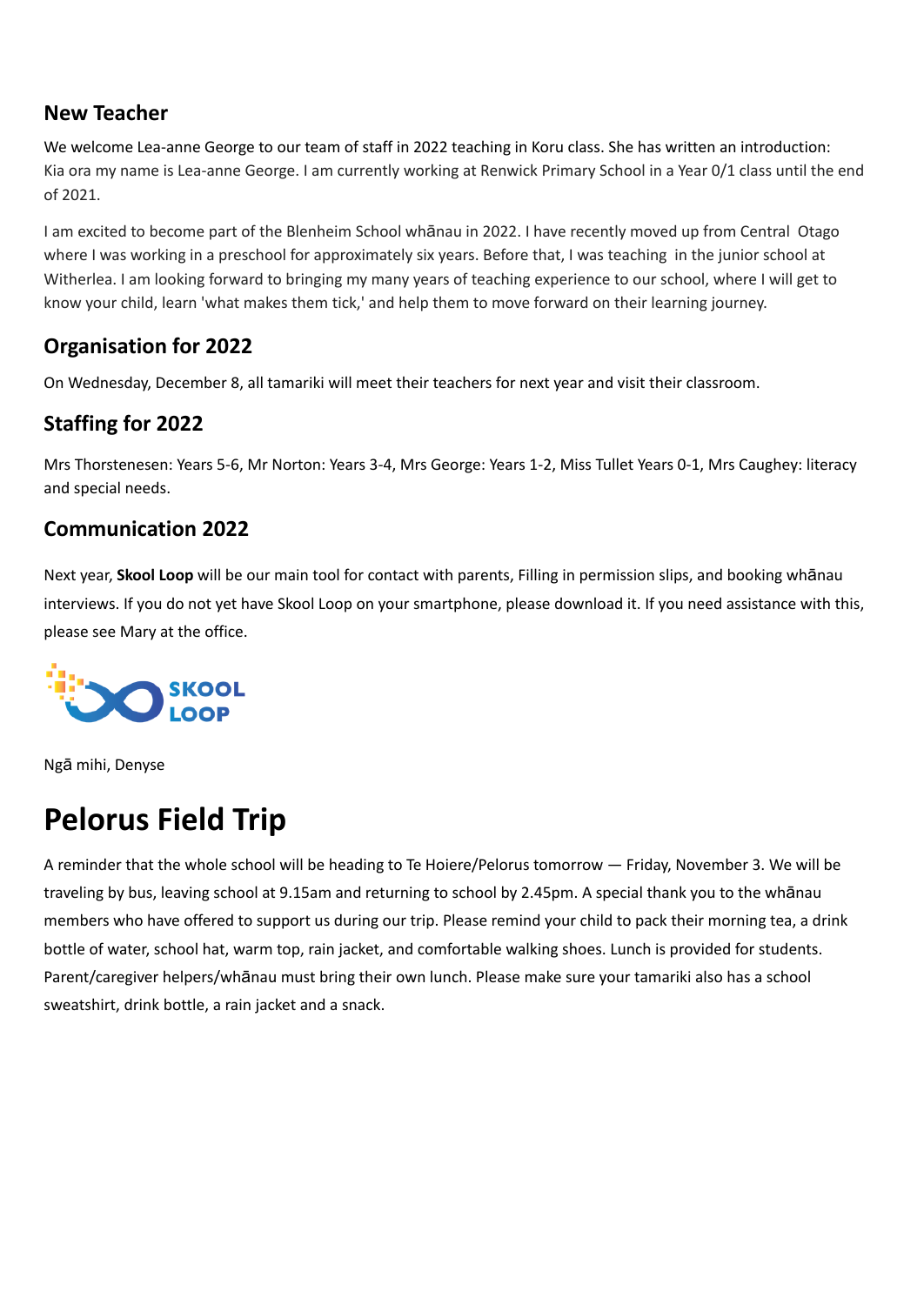## New Teacher

We welcome Lea-anne George to our team of staff in 2022 teaching in Koru class. She has written an introduction: Kia ora my name is Lea-anne George. I am currently working at Renwick Primary School in a Year 0/1 class until the end of 2021.

I am excited to become part of the Blenheim School whānau in 2022. I have recently moved up from Central Otago where I was working in a preschool for approximately six years. Before that, I was teaching in the junior school at Witherlea. I am looking forward to bringing my many years of teaching experience to our school, where I will get to know your child, learn 'what makes them tick,' and help them to move forward on their learning journey.

## Organisation for 2022

On Wednesday, December 8, all tamariki will meet their teachers for next year and visit their classroom.

## Staffing for 2022

Mrs Thorstenesen: Years 5-6, Mr Norton: Years 3-4, Mrs George: Years 1-2, Miss Tullet Years 0-1, Mrs Caughey: literacy and special needs.

## Communication 2022

Next year, **Skool Loop** will be our main tool for contact with parents, Filling in permission slips, and booking whānau interviews. If you do not yet have Skool Loop on your smartphone, please download it. If you need assistance with this, please see Mary at the office.

SKOOL LOOP

Ngā mihi, Denyse

# Pelorus Field Trip

A reminder that the whole school will be heading to Te Hoiere/Pelorus tomorrow — Friday, November 3. We will be traveling by bus, leaving school at 9.15am and returning to school by 2.45pm. A special thank you to the whānau members who have offered to support us during our trip. Please remind your child to pack their morning tea, a drink bottle of water, school hat, warm top, rain jacket, and comfortable walking shoes. Lunch is provided for students. Parent/caregiver helpers/whānau must bring their own lunch. Please make sure your tamariki also has a school sweatshirt, drink bottle, a rain jacket and a snack.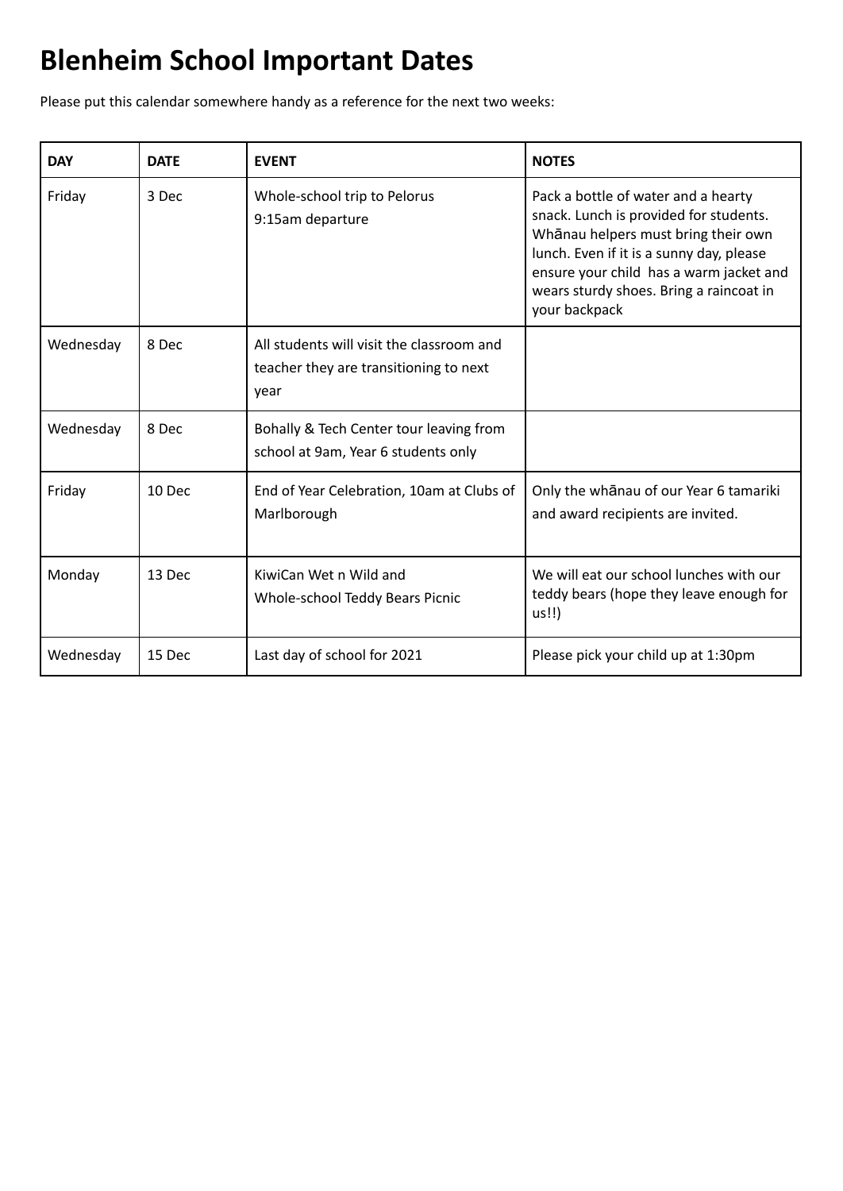# Blenheim School Important Dates

Please put this calendar somewhere handy as a reference for the next two weeks:

| DAY | DATE | EVENT | NOTES |
|---|---|---|---|
| Friday | 3 Dec | Whole-school trip to Pelorus<br>9:15am departure | Pack a bottle of water and a hearty snack. Lunch is provided for students. Whānau helpers must bring their own lunch. Even if it is a sunny day, please ensure your child has a warm jacket and wears sturdy shoes. Bring a raincoat in your backpack |
| Wednesday | 8 Dec | All students will visit the classroom and teacher they are transitioning to next year | |
| Wednesday | 8 Dec | Bohally & Tech Center tour leaving from school at 9am, Year 6 students only | |
| Friday | 10 Dec | End of Year Celebration, 10am at Clubs of Marlborough | Only the whānau of our Year 6 tamariki and award recipients are invited. |
| Monday | 13 Dec | KiwiCan Wet n Wild and<br>Whole-school Teddy Bears Picnic | We will eat our school lunches with our teddy bears (hope they leave enough for us!!) |
| Wednesday | 15 Dec | Last day of school for 2021 | Please pick your child up at 1:30pm |